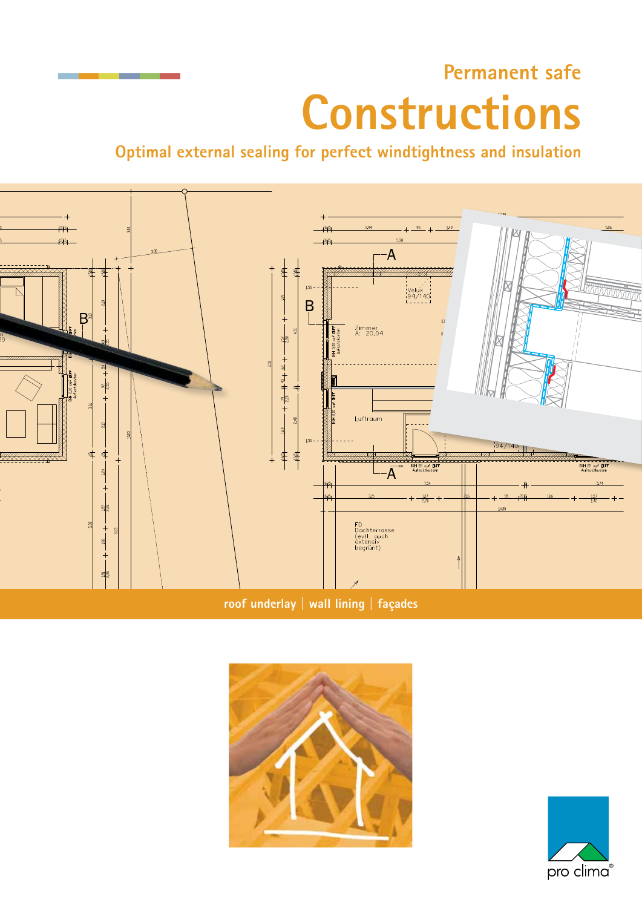Permanent safe

# Constructions

## Optimal external sealing for perfect windtightness and insulation

roof underlay | wall lining | façades

pro clima®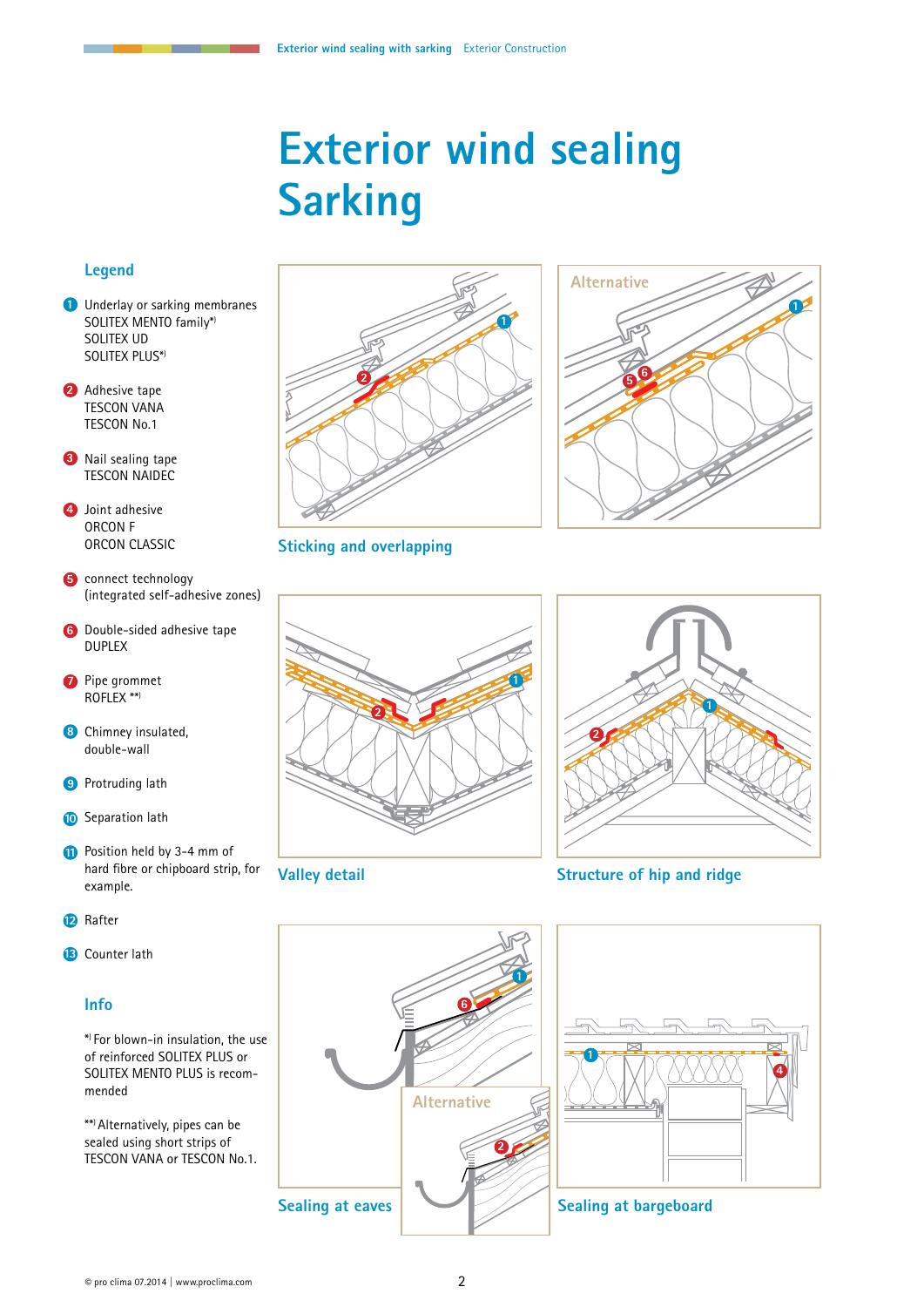# Exterior wind sealing Sarking

## Legend

1. Underlay or sarking membranes SOLITEX MENTO family*) SOLITEX UD SOLITEX PLUS*)
2. Adhesive tape TESCON VANA TESCON No.1
3. Nail sealing tape TESCON NAIDEC
4. Joint adhesive ORCON F ORCON CLASSIC
5. connect technology (integrated self-adhesive zones)
6. Double-sided adhesive tape DUPLEX
7. Pipe grommet ROFLEX **)
8. Chimney insulated, double-wall
9. Protruding lath
10. Separation lath
11. Position held by 3-4 mm of hard fibre or chipboard strip, for example.
12. Rafter
13. Counter lath

## Info

*) For blown-in insulation, the use of reinforced SOLITEX PLUS or SOLITEX MENTO PLUS is recommended

**) Alternatively, pipes can be sealed using short strips of TESCON VANA or TESCON No.1.

Alternative

Sticking and overlapping

Valley detail

Structure of hip and ridge

Alternative

Sealing at eaves

Sealing at bargeboard

© pro clima 07.2014 | www.proclima.com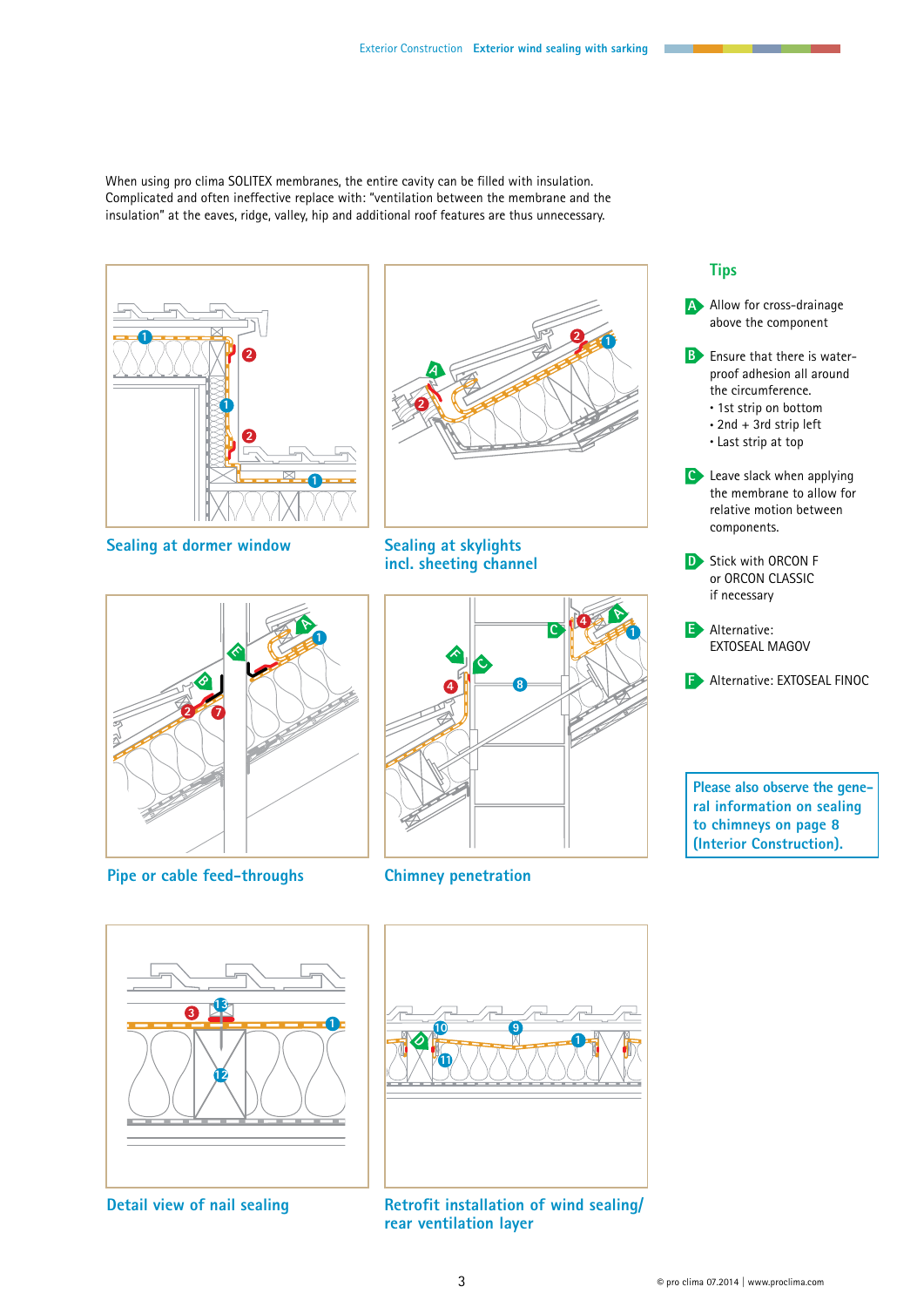When using pro clima SOLITEX membranes, the entire cavity can be filled with insulation. Complicated and often ineffective replace with: "ventilation between the membrane and the insulation" at the eaves, ridge, valley, hip and additional roof features are thus unnecessary.

Sealing at dormer window

Sealing at skylights incl. sheeting channel

Pipe or cable feed-throughs

Chimney penetration

Detail view of nail sealing

Retrofit installation of wind sealing/ rear ventilation layer

## Tips

- **A** Allow for cross-drainage above the component
- **B** Ensure that there is water-proof adhesion all around the circumference.
  - 1st strip on bottom
  - 2nd + 3rd strip left
  - Last strip at top
- **C** Leave slack when applying the membrane to allow for relative motion between components.
- **D** Stick with ORCON F or ORCON CLASSIC if necessary
- **E** Alternative: EXTOSEAL MAGOV
- **F** Alternative: EXTOSEAL FINOC

**Please also observe the general information on sealing to chimneys on page 8 (Interior Construction).**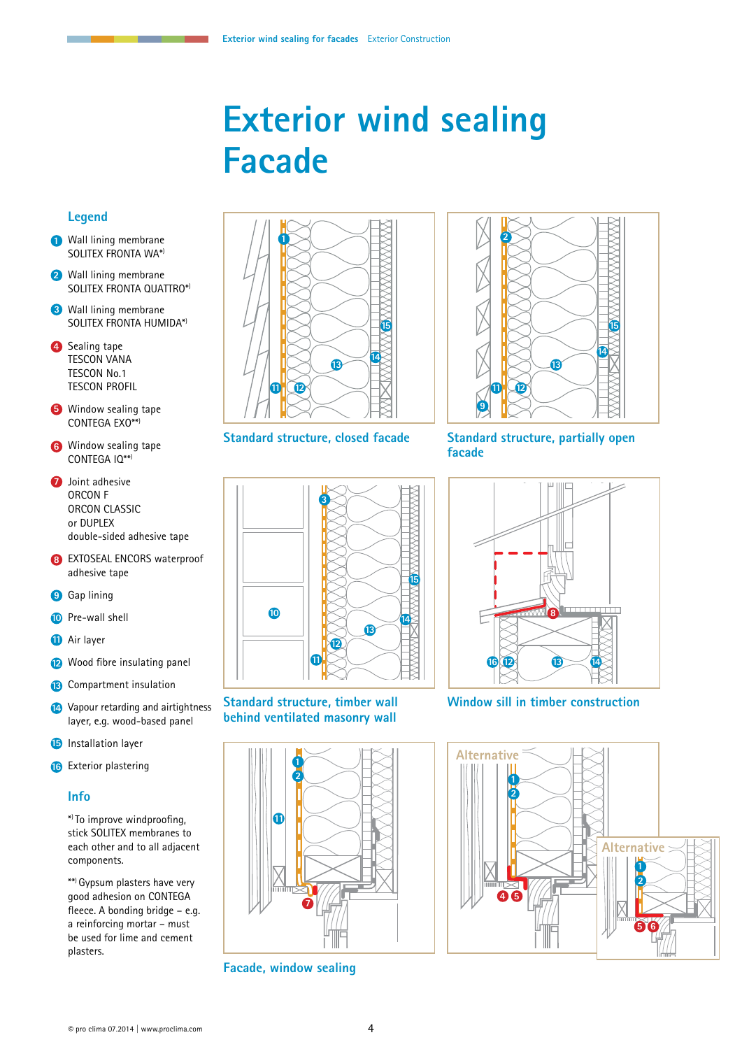# Exterior wind sealing Facade

## Legend

1. Wall lining membrane SOLITEX FRONTA WA*)
2. Wall lining membrane SOLITEX FRONTA QUATTRO*)
3. Wall lining membrane SOLITEX FRONTA HUMIDA*)
4. Sealing tape TESCON VANA TESCON No.1 TESCON PROFIL
5. Window sealing tape CONTEGA EXO**)
6. Window sealing tape CONTEGA IQ**)
7. Joint adhesive ORCON F ORCON CLASSIC or DUPLEX double-sided adhesive tape
8. EXTOSEAL ENCORS waterproof adhesive tape
9. Gap lining
10. Pre-wall shell
11. Air layer
12. Wood fibre insulating panel
13. Compartment insulation
14. Vapour retarding and airtightness layer, e.g. wood-based panel
15. Installation layer
16. Exterior plastering

## Info

*) To improve windproofing, stick SOLITEX membranes to each other and to all adjacent components.

**) Gypsum plasters have very good adhesion on CONTEGA fleece. A bonding bridge – e.g. a reinforcing mortar – must be used for lime and cement plasters.

Standard structure, closed facade

Standard structure, partially open facade

Standard structure, timber wall behind ventilated masonry wall

Window sill in timber construction

Facade, window sealing

Alternative

Alternative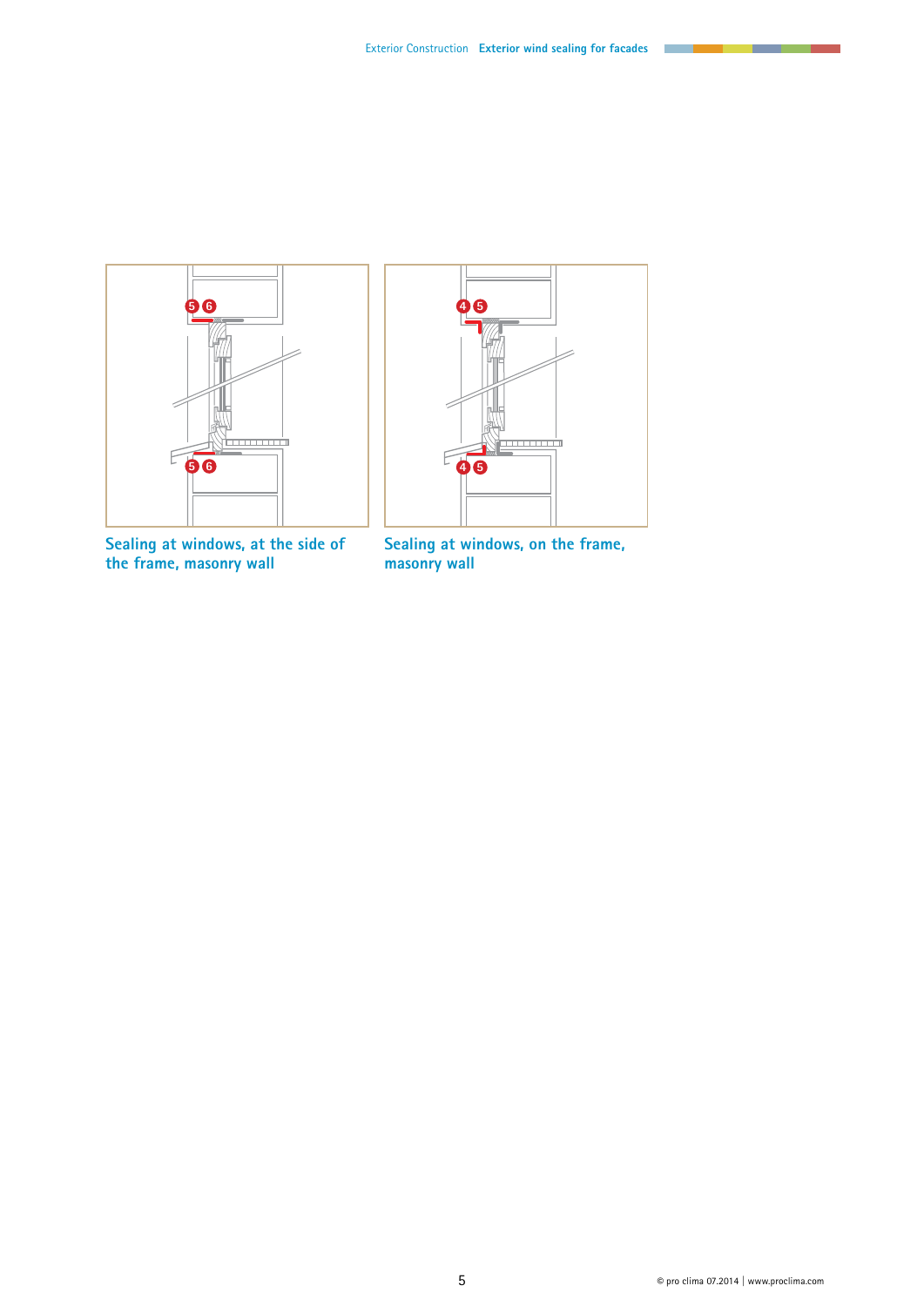Sealing at windows, at the side of the frame, masonry wall

Sealing at windows, on the frame, masonry wall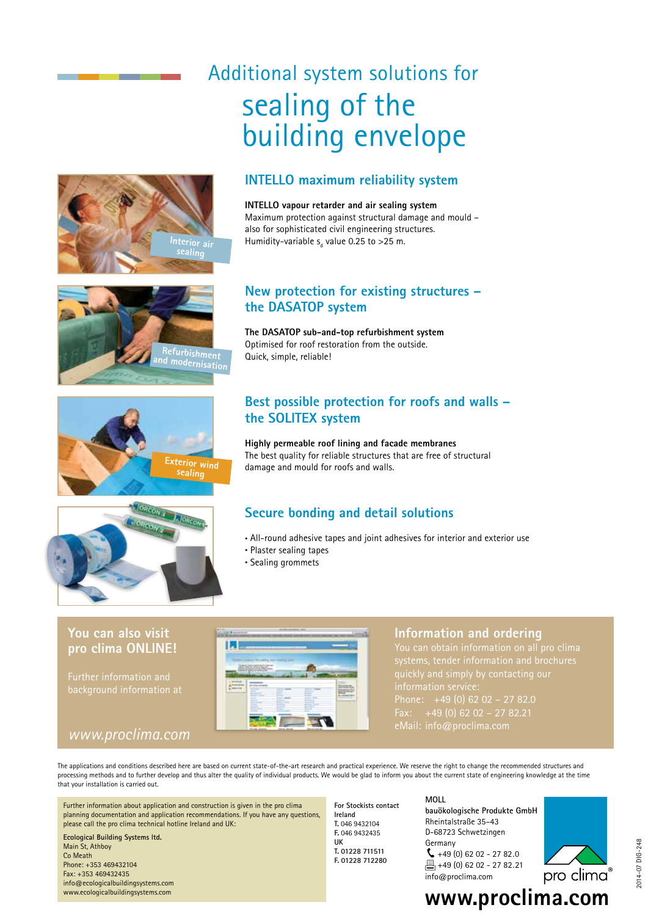# Additional system solutions for sealing of the building envelope

Interior air sealing

## INTELLO maximum reliability system

**INTELLO vapour retarder and air sealing system**
Maximum protection against structural damage and mould – also for sophisticated civil engineering structures.
Humidity-variable $s_d$ value 0.25 to >25 m.

Refurbishment and modernisation

## New protection for existing structures – the DASATOP system

**The DASATOP sub-and-top refurbishment system**
Optimised for roof restoration from the outside.
Quick, simple, reliable!

Exterior wind sealing

## Best possible protection for roofs and walls – the SOLITEX system

**Highly permeable roof lining and facade membranes**
The best quality for reliable structures that are free of structural damage and mould for roofs and walls.

## Secure bonding and detail solutions

- All-round adhesive tapes and joint adhesives for interior and exterior use
- Plaster sealing tapes
- Sealing grommets

### You can also visit pro clima ONLINE!

Further information and background information at

*www.proclima.com*

### Information and ordering

You can obtain information on all pro clima systems, tender information and brochures quickly and simply by contacting our information service:

Phone: +49 (0) 62 02 – 27 82.0
Fax: +49 (0) 62 02 – 27 82.21
eMail: info@proclima.com

The applications and conditions described here are based on current state-of-the-art research and practical experience. We reserve the right to change the recommended structures and processing methods and to further develop and thus alter the quality of individual products. We would be glad to inform you about the current state of engineering knowledge at the time that your installation is carried out.

Further information about application and construction is given in the pro clima planning documentation and application recommendations. If you have any questions, please call the pro clima technical hotline Ireland and UK:

**Ecological Building Systems ltd.**
Main St, Athboy
Co Meath
Phone: +353 469432104
Fax: +353 469432435
info@ecologicalbuildingsystems.com
www.ecologicalbuildingsystems.com

**For Stockists contact**
**Ireland**
**T.** 046 9432104
**F.** 046 9432435
**UK**
**T.** 01228 711511
**F.** 01228 712280

MOLL
**bauökologische Produkte GmbH**
Rheintalstraße 35–43
D-68723 Schwetzingen
Germany
+49 (0) 62 02 - 27 82.0
+49 (0) 62 02 - 27 82.21
info@proclima.com

pro clima®

**www.proclima.com**

2014-07 DIG-248